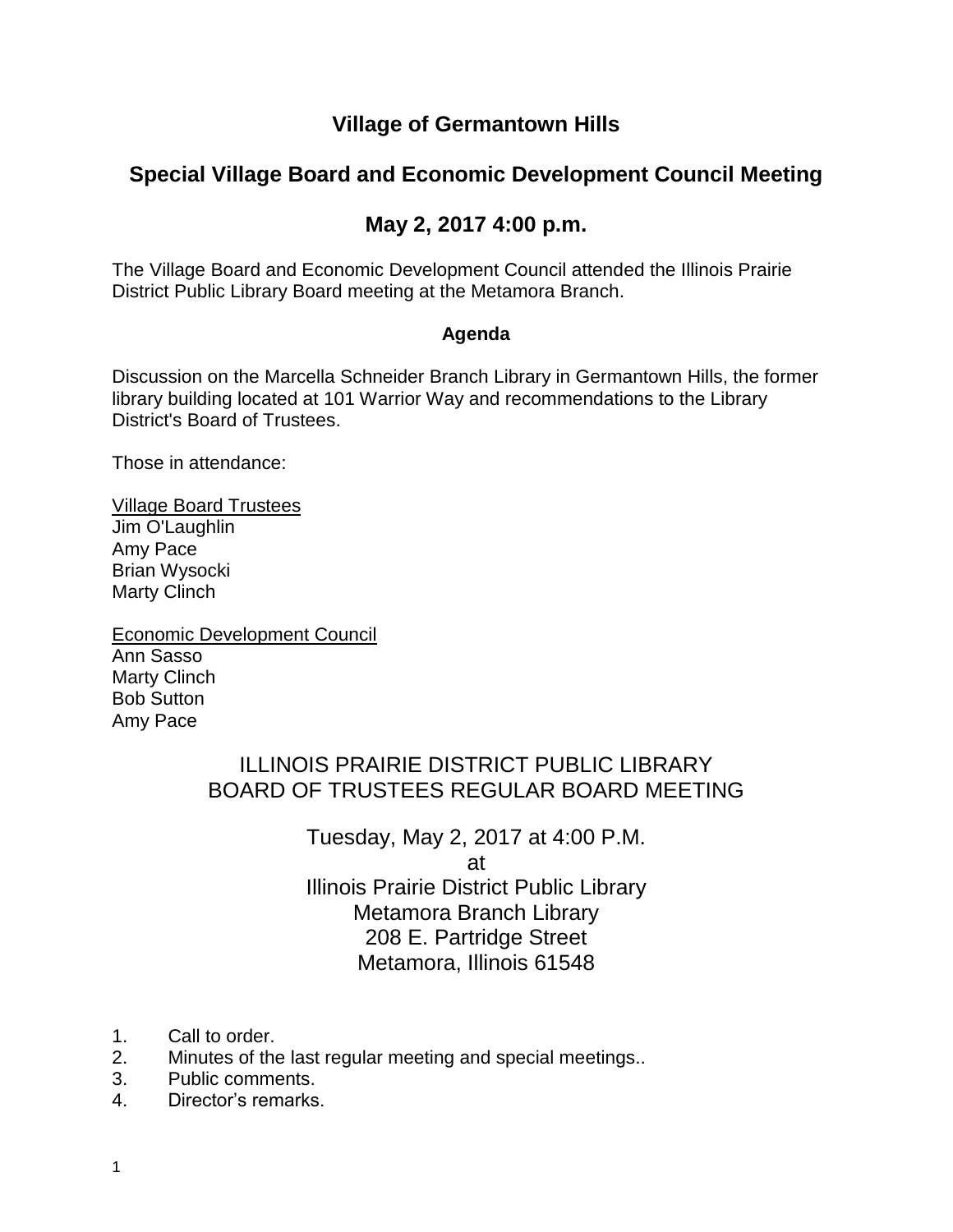# Village of Germantown Hills

## Special Village Board and Economic Development Council Meeting

## May 2, 2017 4:00 p.m.

The Village Board and Economic Development Council attended the Illinois Prairie District Public Library Board meeting at the Metamora Branch.

**Agenda**

Discussion on the Marcella Schneider Branch Library in Germantown Hills, the former library building located at 101 Warrior Way and recommendations to the Library District's Board of Trustees.

Those in attendance:

<u>Village Board Trustees</u>
Jim O'Laughlin
Amy Pace
Brian Wysocki
Marty Clinch

<u>Economic Development Council</u>
Ann Sasso
Marty Clinch
Bob Sutton
Amy Pace

ILLINOIS PRAIRIE DISTRICT PUBLIC LIBRARY
BOARD OF TRUSTEES REGULAR BOARD MEETING

Tuesday, May 2, 2017 at 4:00 P.M.
at
Illinois Prairie District Public Library
Metamora Branch Library
208 E. Partridge Street
Metamora, Illinois 61548

1. Call to order.
2. Minutes of the last regular meeting and special meetings..
3. Public comments.
4. Director's remarks.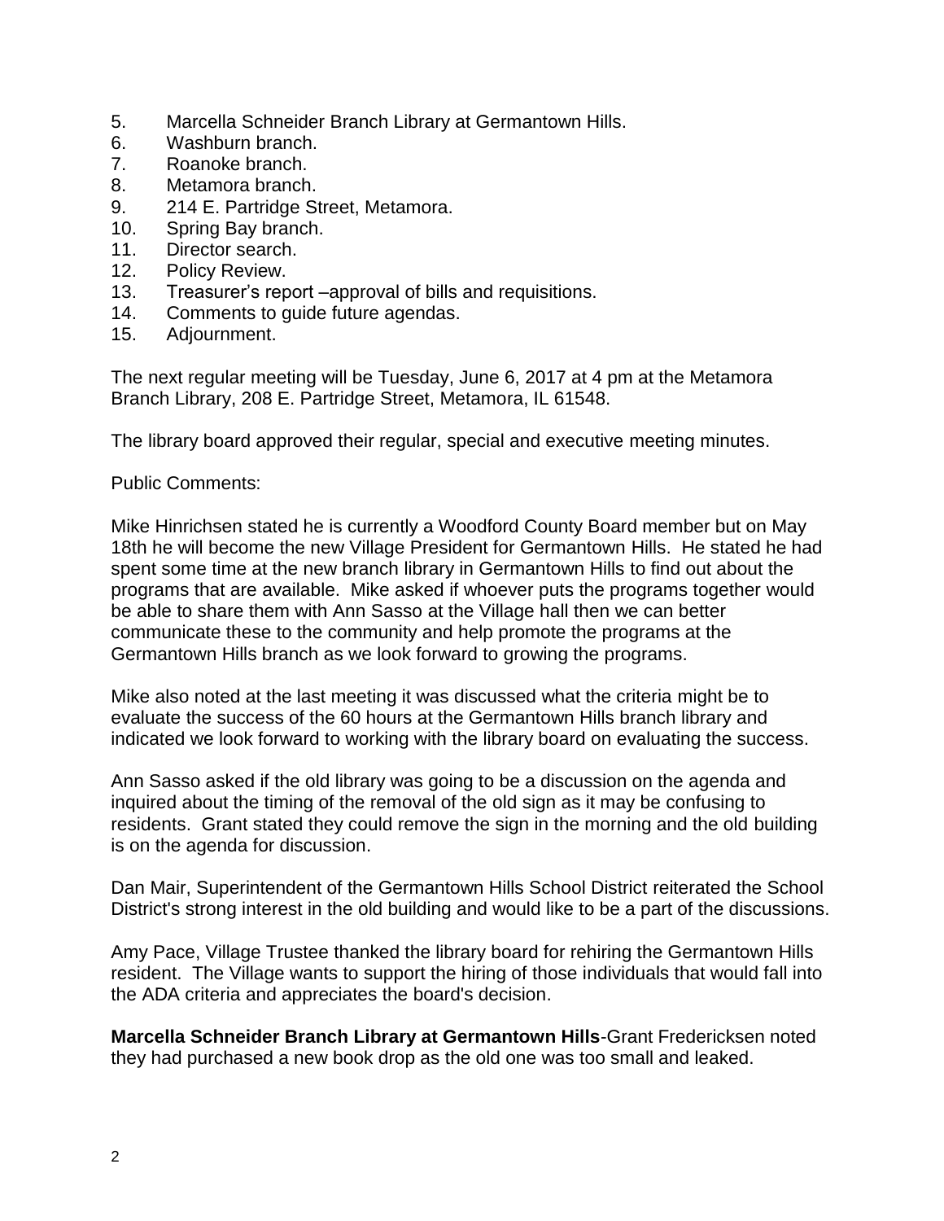5. Marcella Schneider Branch Library at Germantown Hills.
6. Washburn branch.
7. Roanoke branch.
8. Metamora branch.
9. 214 E. Partridge Street, Metamora.
10. Spring Bay branch.
11. Director search.
12. Policy Review.
13. Treasurer's report –approval of bills and requisitions.
14. Comments to guide future agendas.
15. Adjournment.

The next regular meeting will be Tuesday, June 6, 2017 at 4 pm at the Metamora Branch Library, 208 E. Partridge Street, Metamora, IL 61548.

The library board approved their regular, special and executive meeting minutes.

Public Comments:

Mike Hinrichsen stated he is currently a Woodford County Board member but on May 18th he will become the new Village President for Germantown Hills. He stated he had spent some time at the new branch library in Germantown Hills to find out about the programs that are available. Mike asked if whoever puts the programs together would be able to share them with Ann Sasso at the Village hall then we can better communicate these to the community and help promote the programs at the Germantown Hills branch as we look forward to growing the programs.

Mike also noted at the last meeting it was discussed what the criteria might be to evaluate the success of the 60 hours at the Germantown Hills branch library and indicated we look forward to working with the library board on evaluating the success.

Ann Sasso asked if the old library was going to be a discussion on the agenda and inquired about the timing of the removal of the old sign as it may be confusing to residents. Grant stated they could remove the sign in the morning and the old building is on the agenda for discussion.

Dan Mair, Superintendent of the Germantown Hills School District reiterated the School District's strong interest in the old building and would like to be a part of the discussions.

Amy Pace, Village Trustee thanked the library board for rehiring the Germantown Hills resident. The Village wants to support the hiring of those individuals that would fall into the ADA criteria and appreciates the board's decision.

**Marcella Schneider Branch Library at Germantown Hills**-Grant Fredericksen noted they had purchased a new book drop as the old one was too small and leaked.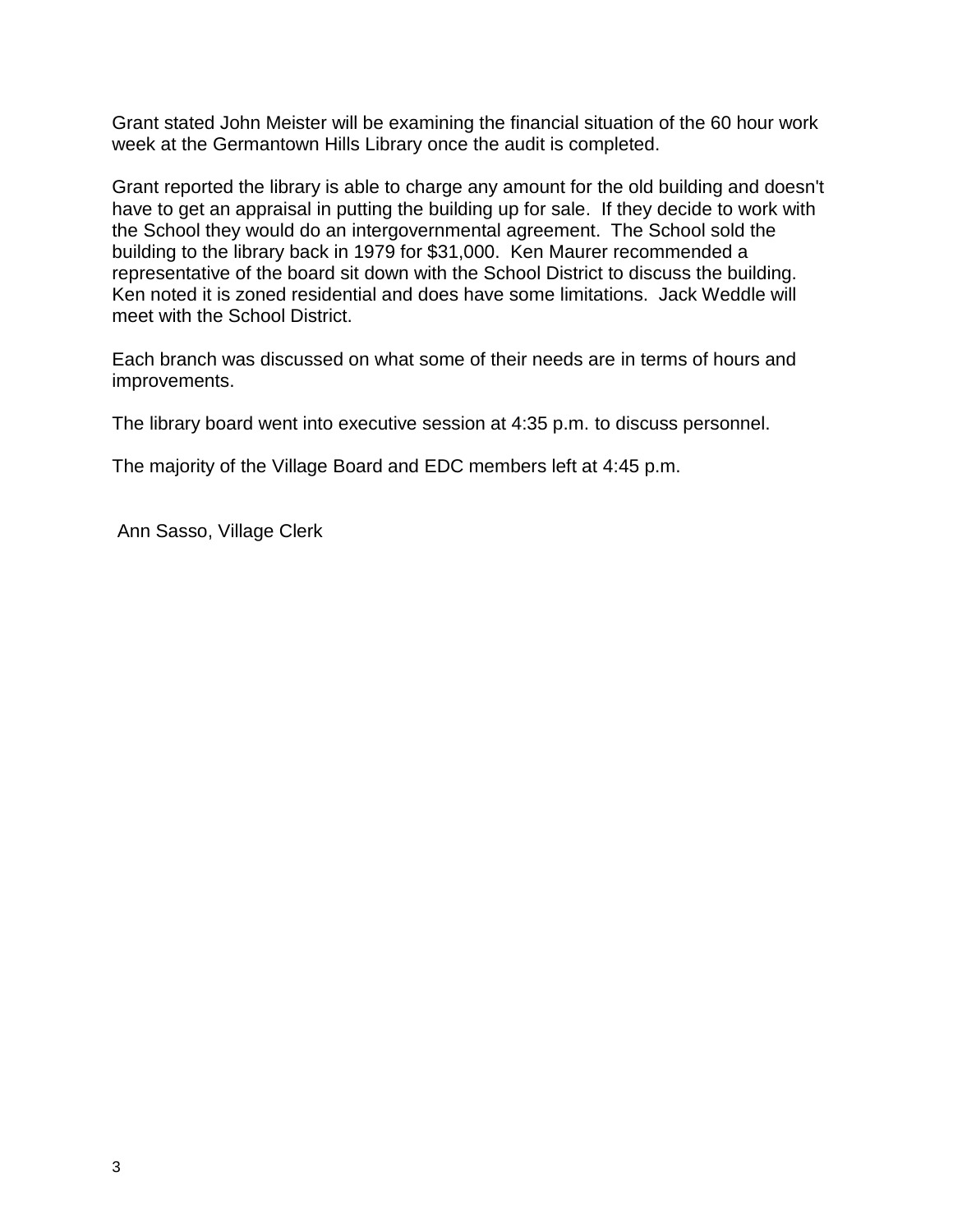Grant stated John Meister will be examining the financial situation of the 60 hour work week at the Germantown Hills Library once the audit is completed.

Grant reported the library is able to charge any amount for the old building and doesn't have to get an appraisal in putting the building up for sale. If they decide to work with the School they would do an intergovernmental agreement. The School sold the building to the library back in 1979 for $31,000. Ken Maurer recommended a representative of the board sit down with the School District to discuss the building. Ken noted it is zoned residential and does have some limitations. Jack Weddle will meet with the School District.

Each branch was discussed on what some of their needs are in terms of hours and improvements.

The library board went into executive session at 4:35 p.m. to discuss personnel.

The majority of the Village Board and EDC members left at 4:45 p.m.

Ann Sasso, Village Clerk